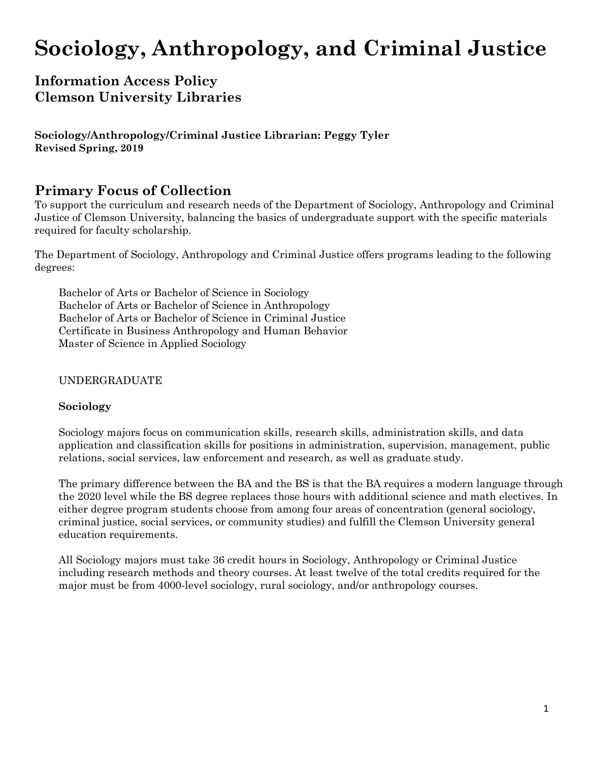# Sociology, Anthropology, and Criminal Justice

## Information Access Policy
## Clemson University Libraries

**Sociology/Anthropology/Criminal Justice Librarian: Peggy Tyler**
**Revised Spring, 2019**

## Primary Focus of Collection

To support the curriculum and research needs of the Department of Sociology, Anthropology and Criminal Justice of Clemson University, balancing the basics of undergraduate support with the specific materials required for faculty scholarship.

The Department of Sociology, Anthropology and Criminal Justice offers programs leading to the following degrees:

Bachelor of Arts or Bachelor of Science in Sociology
Bachelor of Arts or Bachelor of Science in Anthropology
Bachelor of Arts or Bachelor of Science in Criminal Justice
Certificate in Business Anthropology and Human Behavior
Master of Science in Applied Sociology

UNDERGRADUATE

**Sociology**

Sociology majors focus on communication skills, research skills, administration skills, and data application and classification skills for positions in administration, supervision, management, public relations, social services, law enforcement and research, as well as graduate study.

The primary difference between the BA and the BS is that the BA requires a modern language through the 2020 level while the BS degree replaces those hours with additional science and math electives. In either degree program students choose from among four areas of concentration (general sociology, criminal justice, social services, or community studies) and fulfill the Clemson University general education requirements.

All Sociology majors must take 36 credit hours in Sociology, Anthropology or Criminal Justice including research methods and theory courses. At least twelve of the total credits required for the major must be from 4000-level sociology, rural sociology, and/or anthropology courses.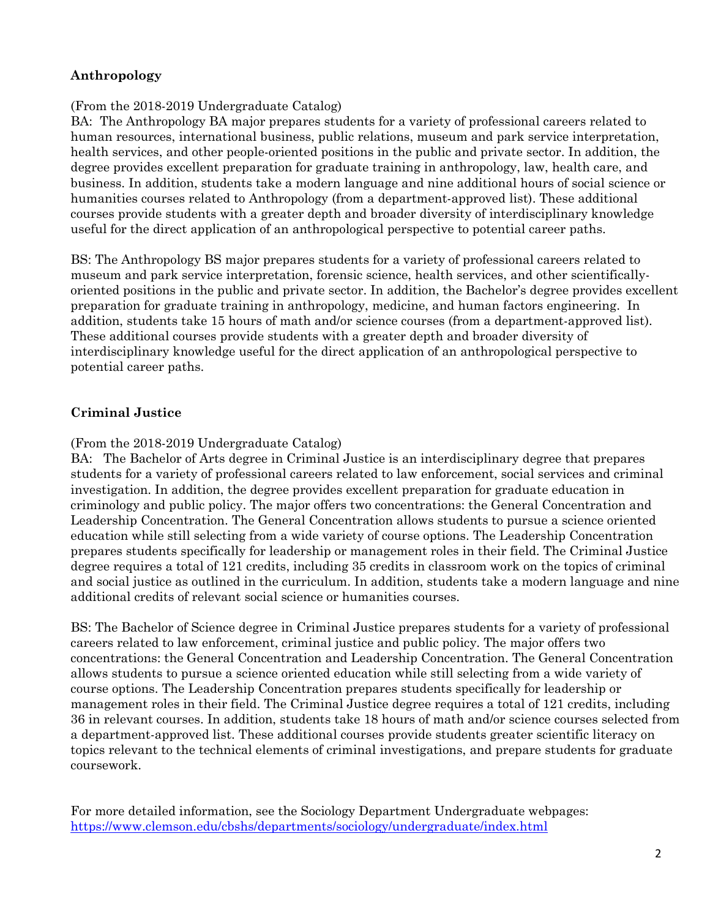## Anthropology

(From the 2018-2019 Undergraduate Catalog)

BA: The Anthropology BA major prepares students for a variety of professional careers related to human resources, international business, public relations, museum and park service interpretation, health services, and other people-oriented positions in the public and private sector. In addition, the degree provides excellent preparation for graduate training in anthropology, law, health care, and business. In addition, students take a modern language and nine additional hours of social science or humanities courses related to Anthropology (from a department-approved list). These additional courses provide students with a greater depth and broader diversity of interdisciplinary knowledge useful for the direct application of an anthropological perspective to potential career paths.

BS: The Anthropology BS major prepares students for a variety of professional careers related to museum and park service interpretation, forensic science, health services, and other scientifically-oriented positions in the public and private sector. In addition, the Bachelor's degree provides excellent preparation for graduate training in anthropology, medicine, and human factors engineering. In addition, students take 15 hours of math and/or science courses (from a department-approved list). These additional courses provide students with a greater depth and broader diversity of interdisciplinary knowledge useful for the direct application of an anthropological perspective to potential career paths.

## Criminal Justice

(From the 2018-2019 Undergraduate Catalog)

BA: The Bachelor of Arts degree in Criminal Justice is an interdisciplinary degree that prepares students for a variety of professional careers related to law enforcement, social services and criminal investigation. In addition, the degree provides excellent preparation for graduate education in criminology and public policy. The major offers two concentrations: the General Concentration and Leadership Concentration. The General Concentration allows students to pursue a science oriented education while still selecting from a wide variety of course options. The Leadership Concentration prepares students specifically for leadership or management roles in their field. The Criminal Justice degree requires a total of 121 credits, including 35 credits in classroom work on the topics of criminal and social justice as outlined in the curriculum. In addition, students take a modern language and nine additional credits of relevant social science or humanities courses.

BS: The Bachelor of Science degree in Criminal Justice prepares students for a variety of professional careers related to law enforcement, criminal justice and public policy. The major offers two concentrations: the General Concentration and Leadership Concentration. The General Concentration allows students to pursue a science oriented education while still selecting from a wide variety of course options. The Leadership Concentration prepares students specifically for leadership or management roles in their field. The Criminal Justice degree requires a total of 121 credits, including 36 in relevant courses. In addition, students take 18 hours of math and/or science courses selected from a department-approved list. These additional courses provide students greater scientific literacy on topics relevant to the technical elements of criminal investigations, and prepare students for graduate coursework.

For more detailed information, see the Sociology Department Undergraduate webpages: https://www.clemson.edu/cbshs/departments/sociology/undergraduate/index.html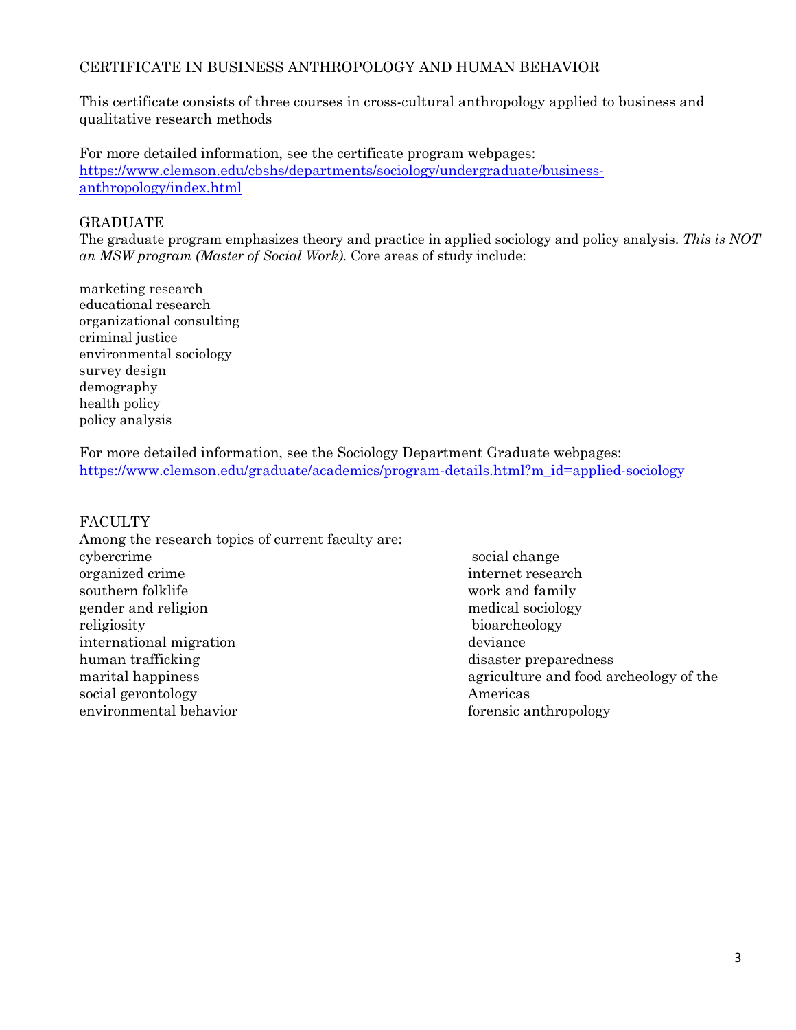## CERTIFICATE IN BUSINESS ANTHROPOLOGY AND HUMAN BEHAVIOR

This certificate consists of three courses in cross-cultural anthropology applied to business and qualitative research methods

For more detailed information, see the certificate program webpages: https://www.clemson.edu/cbshs/departments/sociology/undergraduate/business-anthropology/index.html

## GRADUATE

The graduate program emphasizes theory and practice in applied sociology and policy analysis. *This is NOT an MSW program (Master of Social Work).* Core areas of study include:

- marketing research
- educational research
- organizational consulting
- criminal justice
- environmental sociology
- survey design
- demography
- health policy
- policy analysis

For more detailed information, see the Sociology Department Graduate webpages: https://www.clemson.edu/graduate/academics/program-details.html?m_id=applied-sociology

## FACULTY

Among the research topics of current faculty are:

- cybercrime
- organized crime
- southern folklife
- gender and religion
- religiosity
- international migration
- human trafficking
- marital happiness
- social gerontology
- environmental behavior
- social change
- internet research
- work and family
- medical sociology
- bioarcheology
- deviance
- disaster preparedness
- agriculture and food archeology of the Americas
- forensic anthropology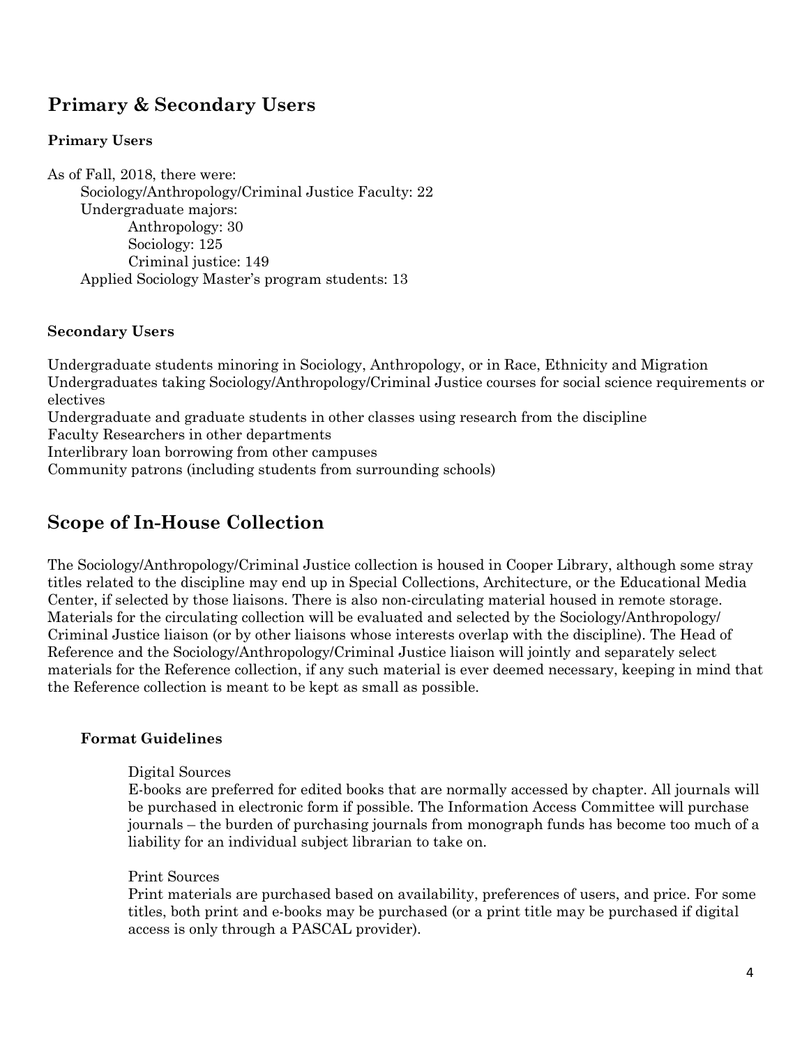## Primary & Secondary Users

### Primary Users

As of Fall, 2018, there were:

- Sociology/Anthropology/Criminal Justice Faculty: 22
- Undergraduate majors:
  - Anthropology: 30
  - Sociology: 125
  - Criminal justice: 149
- Applied Sociology Master's program students: 13

### Secondary Users

Undergraduate students minoring in Sociology, Anthropology, or in Race, Ethnicity and Migration
Undergraduates taking Sociology/Anthropology/Criminal Justice courses for social science requirements or electives
Undergraduate and graduate students in other classes using research from the discipline
Faculty Researchers in other departments
Interlibrary loan borrowing from other campuses
Community patrons (including students from surrounding schools)

## Scope of In-House Collection

The Sociology/Anthropology/Criminal Justice collection is housed in Cooper Library, although some stray titles related to the discipline may end up in Special Collections, Architecture, or the Educational Media Center, if selected by those liaisons. There is also non-circulating material housed in remote storage. Materials for the circulating collection will be evaluated and selected by the Sociology/Anthropology/Criminal Justice liaison (or by other liaisons whose interests overlap with the discipline). The Head of Reference and the Sociology/Anthropology/Criminal Justice liaison will jointly and separately select materials for the Reference collection, if any such material is ever deemed necessary, keeping in mind that the Reference collection is meant to be kept as small as possible.

### Format Guidelines

Digital Sources

E-books are preferred for edited books that are normally accessed by chapter. All journals will be purchased in electronic form if possible. The Information Access Committee will purchase journals – the burden of purchasing journals from monograph funds has become too much of a liability for an individual subject librarian to take on.

Print Sources

Print materials are purchased based on availability, preferences of users, and price. For some titles, both print and e-books may be purchased (or a print title may be purchased if digital access is only through a PASCAL provider).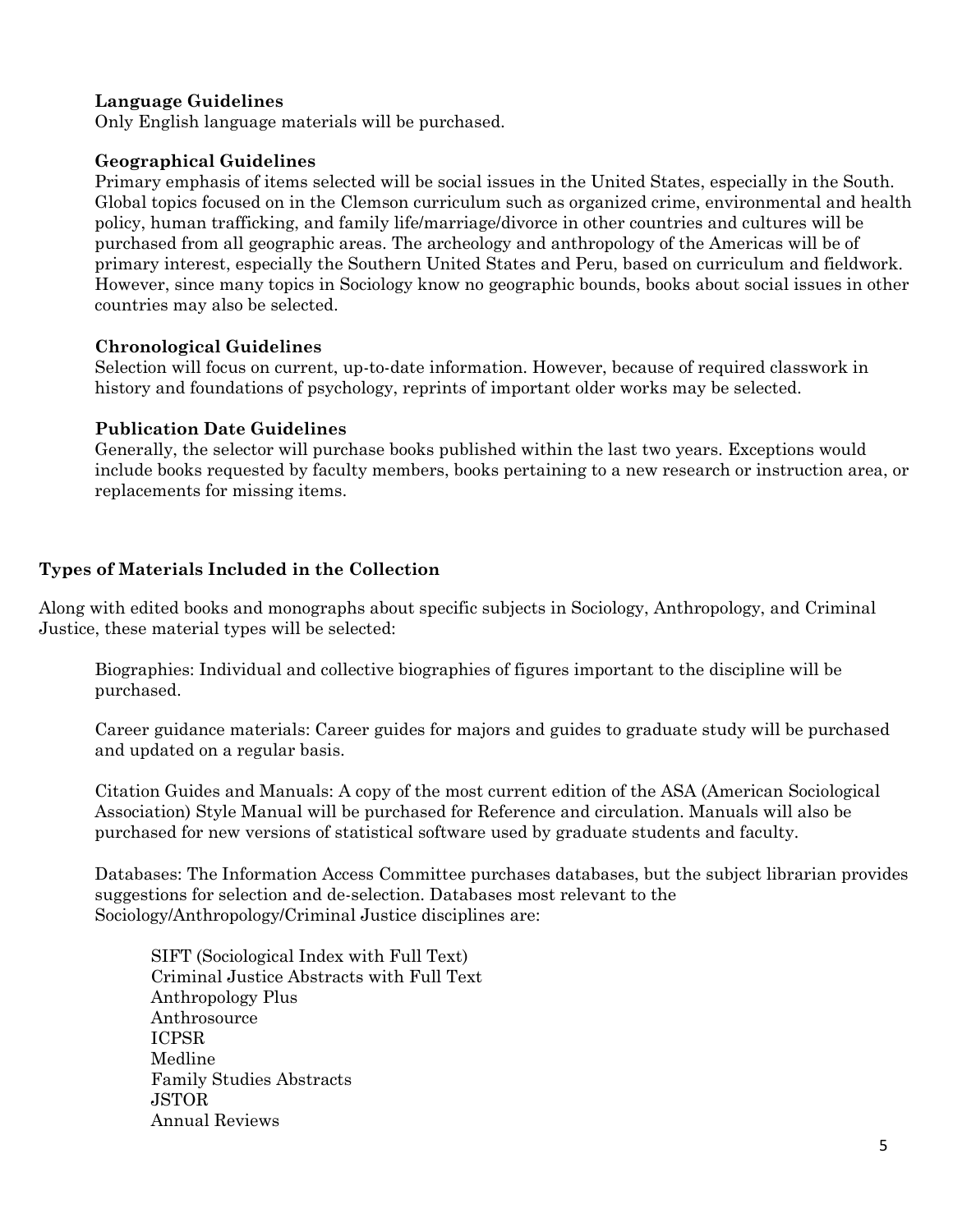### Language Guidelines

Only English language materials will be purchased.

### Geographical Guidelines

Primary emphasis of items selected will be social issues in the United States, especially in the South. Global topics focused on in the Clemson curriculum such as organized crime, environmental and health policy, human trafficking, and family life/marriage/divorce in other countries and cultures will be purchased from all geographic areas. The archeology and anthropology of the Americas will be of primary interest, especially the Southern United States and Peru, based on curriculum and fieldwork. However, since many topics in Sociology know no geographic bounds, books about social issues in other countries may also be selected.

### Chronological Guidelines

Selection will focus on current, up-to-date information. However, because of required classwork in history and foundations of psychology, reprints of important older works may be selected.

### Publication Date Guidelines

Generally, the selector will purchase books published within the last two years. Exceptions would include books requested by faculty members, books pertaining to a new research or instruction area, or replacements for missing items.

## Types of Materials Included in the Collection

Along with edited books and monographs about specific subjects in Sociology, Anthropology, and Criminal Justice, these material types will be selected:

Biographies: Individual and collective biographies of figures important to the discipline will be purchased.

Career guidance materials: Career guides for majors and guides to graduate study will be purchased and updated on a regular basis.

Citation Guides and Manuals: A copy of the most current edition of the ASA (American Sociological Association) Style Manual will be purchased for Reference and circulation. Manuals will also be purchased for new versions of statistical software used by graduate students and faculty.

Databases: The Information Access Committee purchases databases, but the subject librarian provides suggestions for selection and de-selection. Databases most relevant to the Sociology/Anthropology/Criminal Justice disciplines are:

- SIFT (Sociological Index with Full Text)
- Criminal Justice Abstracts with Full Text
- Anthropology Plus
- Anthrosource
- ICPSR
- Medline
- Family Studies Abstracts
- JSTOR
- Annual Reviews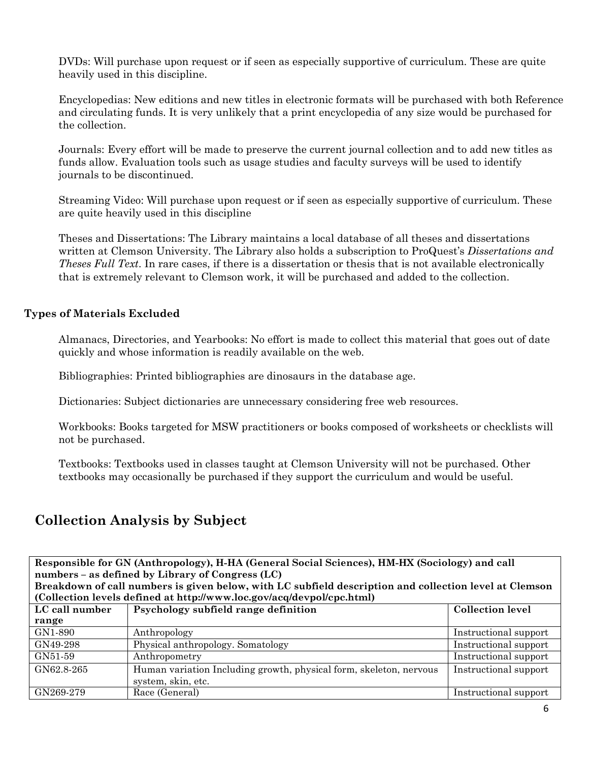DVDs: Will purchase upon request or if seen as especially supportive of curriculum. These are quite heavily used in this discipline.

Encyclopedias: New editions and new titles in electronic formats will be purchased with both Reference and circulating funds. It is very unlikely that a print encyclopedia of any size would be purchased for the collection.

Journals: Every effort will be made to preserve the current journal collection and to add new titles as funds allow. Evaluation tools such as usage studies and faculty surveys will be used to identify journals to be discontinued.

Streaming Video: Will purchase upon request or if seen as especially supportive of curriculum. These are quite heavily used in this discipline

Theses and Dissertations: The Library maintains a local database of all theses and dissertations written at Clemson University. The Library also holds a subscription to ProQuest's *Dissertations and Theses Full Text*. In rare cases, if there is a dissertation or thesis that is not available electronically that is extremely relevant to Clemson work, it will be purchased and added to the collection.

**Types of Materials Excluded**

Almanacs, Directories, and Yearbooks: No effort is made to collect this material that goes out of date quickly and whose information is readily available on the web.

Bibliographies: Printed bibliographies are dinosaurs in the database age.

Dictionaries: Subject dictionaries are unnecessary considering free web resources.

Workbooks: Books targeted for MSW practitioners or books composed of worksheets or checklists will not be purchased.

Textbooks: Textbooks used in classes taught at Clemson University will not be purchased. Other textbooks may occasionally be purchased if they support the curriculum and would be useful.

## Collection Analysis by Subject

| **Responsible for GN (Anthropology), H-HA (General Social Sciences), HM-HX (Sociology) and call numbers – as defined by Library of Congress (LC)<br>Breakdown of call numbers is given below, with LC subfield description and collection level at Clemson (Collection levels defined at http://www.loc.gov/acq/devpol/cpc.html)** | | |
|---|---|---|
| **LC call number range** | **Psychology subfield range definition** | **Collection level** |
| GN1-890 | Anthropology | Instructional support |
| GN49-298 | Physical anthropology. Somatology | Instructional support |
| GN51-59 | Anthropometry | Instructional support |
| GN62.8-265 | Human variation Including growth, physical form, skeleton, nervous system, skin, etc. | Instructional support |
| GN269-279 | Race (General) | Instructional support |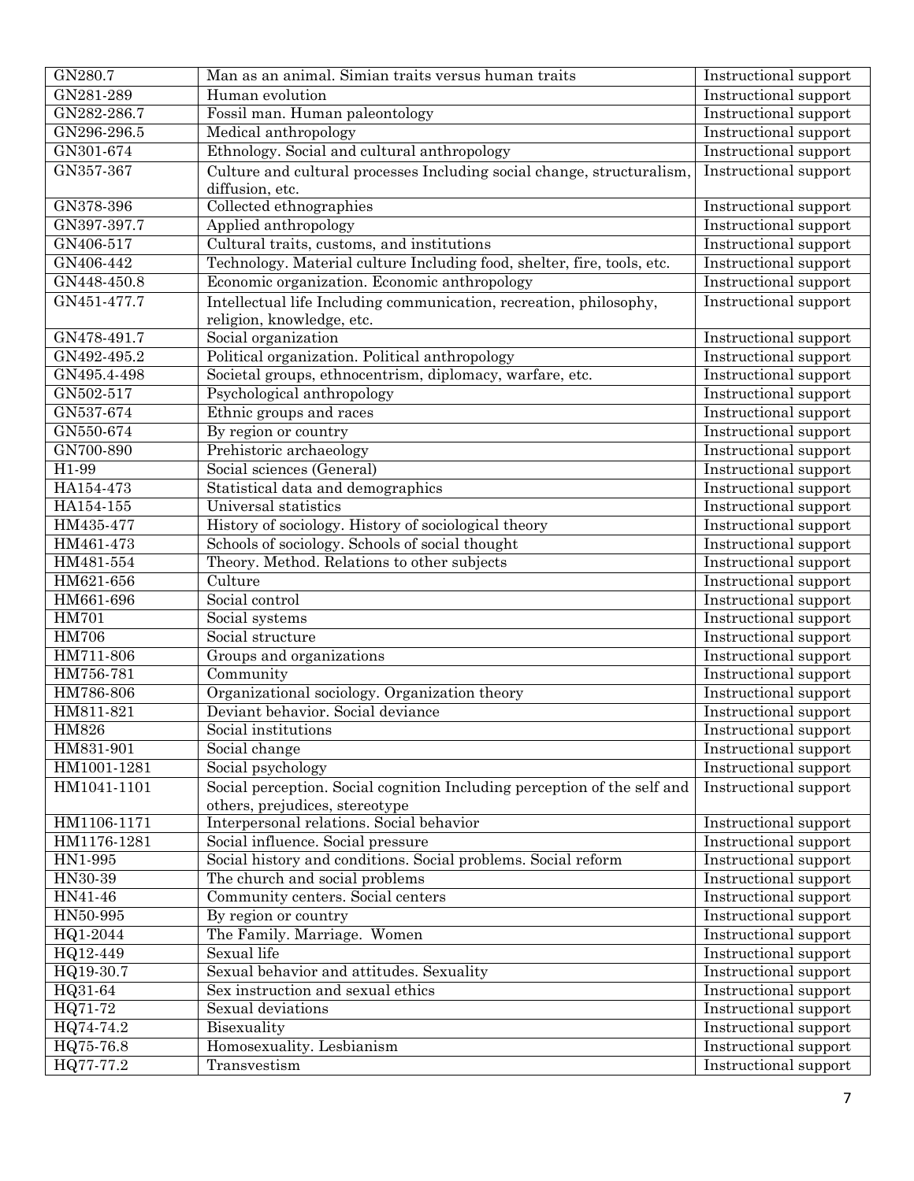| GN280.7 | Man as an animal. Simian traits versus human traits | Instructional support |
|---|---|---|
| GN281-289 | Human evolution | Instructional support |
| GN282-286.7 | Fossil man. Human paleontology | Instructional support |
| GN296-296.5 | Medical anthropology | Instructional support |
| GN301-674 | Ethnology. Social and cultural anthropology | Instructional support |
| GN357-367 | Culture and cultural processes Including social change, structuralism, diffusion, etc. | Instructional support |
| GN378-396 | Collected ethnographies | Instructional support |
| GN397-397.7 | Applied anthropology | Instructional support |
| GN406-517 | Cultural traits, customs, and institutions | Instructional support |
| GN406-442 | Technology. Material culture Including food, shelter, fire, tools, etc. | Instructional support |
| GN448-450.8 | Economic organization. Economic anthropology | Instructional support |
| GN451-477.7 | Intellectual life Including communication, recreation, philosophy, religion, knowledge, etc. | Instructional support |
| GN478-491.7 | Social organization | Instructional support |
| GN492-495.2 | Political organization. Political anthropology | Instructional support |
| GN495.4-498 | Societal groups, ethnocentrism, diplomacy, warfare, etc. | Instructional support |
| GN502-517 | Psychological anthropology | Instructional support |
| GN537-674 | Ethnic groups and races | Instructional support |
| GN550-674 | By region or country | Instructional support |
| GN700-890 | Prehistoric archaeology | Instructional support |
| H1-99 | Social sciences (General) | Instructional support |
| HA154-473 | Statistical data and demographics | Instructional support |
| HA154-155 | Universal statistics | Instructional support |
| HM435-477 | History of sociology. History of sociological theory | Instructional support |
| HM461-473 | Schools of sociology. Schools of social thought | Instructional support |
| HM481-554 | Theory. Method. Relations to other subjects | Instructional support |
| HM621-656 | Culture | Instructional support |
| HM661-696 | Social control | Instructional support |
| HM701 | Social systems | Instructional support |
| HM706 | Social structure | Instructional support |
| HM711-806 | Groups and organizations | Instructional support |
| HM756-781 | Community | Instructional support |
| HM786-806 | Organizational sociology. Organization theory | Instructional support |
| HM811-821 | Deviant behavior. Social deviance | Instructional support |
| HM826 | Social institutions | Instructional support |
| HM831-901 | Social change | Instructional support |
| HM1001-1281 | Social psychology | Instructional support |
| HM1041-1101 | Social perception. Social cognition Including perception of the self and others, prejudices, stereotype | Instructional support |
| HM1106-1171 | Interpersonal relations. Social behavior | Instructional support |
| HM1176-1281 | Social influence. Social pressure | Instructional support |
| HN1-995 | Social history and conditions. Social problems. Social reform | Instructional support |
| HN30-39 | The church and social problems | Instructional support |
| HN41-46 | Community centers. Social centers | Instructional support |
| HN50-995 | By region or country | Instructional support |
| HQ1-2044 | The Family. Marriage. Women | Instructional support |
| HQ12-449 | Sexual life | Instructional support |
| HQ19-30.7 | Sexual behavior and attitudes. Sexuality | Instructional support |
| HQ31-64 | Sex instruction and sexual ethics | Instructional support |
| HQ71-72 | Sexual deviations | Instructional support |
| HQ74-74.2 | Bisexuality | Instructional support |
| HQ75-76.8 | Homosexuality. Lesbianism | Instructional support |
| HQ77-77.2 | Transvestism | Instructional support |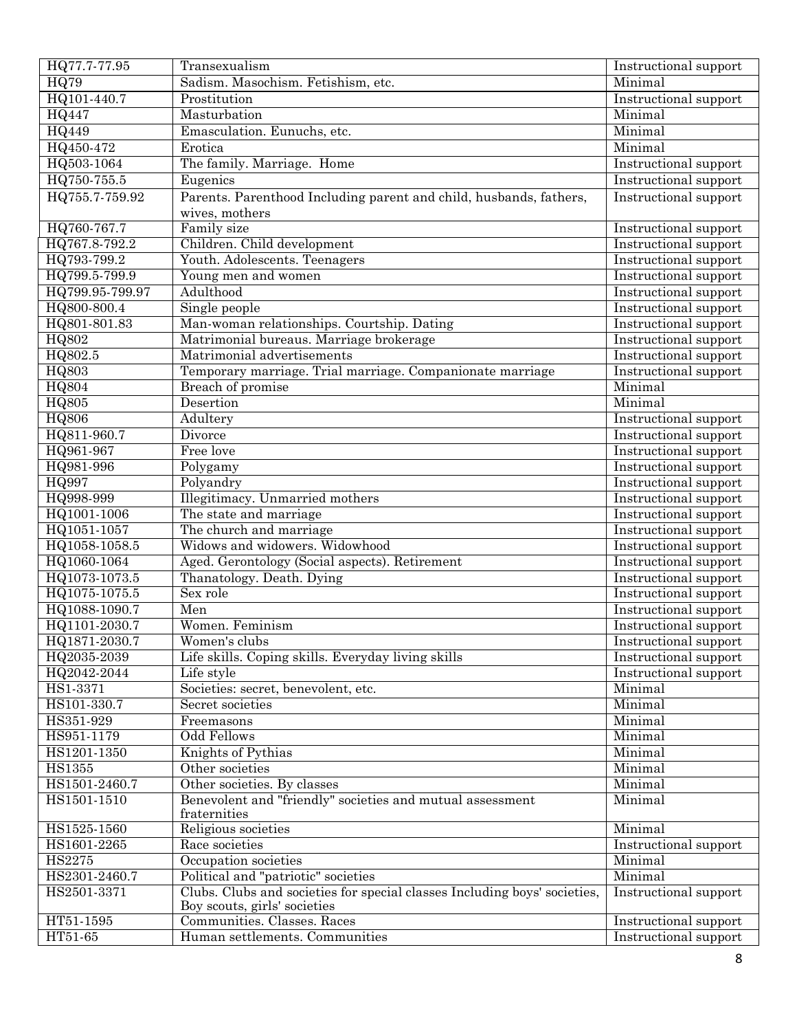| HQ77.7-77.95 | Transexualism | Instructional support |
|---|---|---|
| HQ79 | Sadism. Masochism. Fetishism, etc. | Minimal |
| HQ101-440.7 | Prostitution | Instructional support |
| HQ447 | Masturbation | Minimal |
| HQ449 | Emasculation. Eunuchs, etc. | Minimal |
| HQ450-472 | Erotica | Minimal |
| HQ503-1064 | The family. Marriage. Home | Instructional support |
| HQ750-755.5 | Eugenics | Instructional support |
| HQ755.7-759.92 | Parents. Parenthood Including parent and child, husbands, fathers, wives, mothers | Instructional support |
| HQ760-767.7 | Family size | Instructional support |
| HQ767.8-792.2 | Children. Child development | Instructional support |
| HQ793-799.2 | Youth. Adolescents. Teenagers | Instructional support |
| HQ799.5-799.9 | Young men and women | Instructional support |
| HQ799.95-799.97 | Adulthood | Instructional support |
| HQ800-800.4 | Single people | Instructional support |
| HQ801-801.83 | Man-woman relationships. Courtship. Dating | Instructional support |
| HQ802 | Matrimonial bureaus. Marriage brokerage | Instructional support |
| HQ802.5 | Matrimonial advertisements | Instructional support |
| HQ803 | Temporary marriage. Trial marriage. Companionate marriage | Instructional support |
| HQ804 | Breach of promise | Minimal |
| HQ805 | Desertion | Minimal |
| HQ806 | Adultery | Instructional support |
| HQ811-960.7 | Divorce | Instructional support |
| HQ961-967 | Free love | Instructional support |
| HQ981-996 | Polygamy | Instructional support |
| HQ997 | Polyandry | Instructional support |
| HQ998-999 | Illegitimacy. Unmarried mothers | Instructional support |
| HQ1001-1006 | The state and marriage | Instructional support |
| HQ1051-1057 | The church and marriage | Instructional support |
| HQ1058-1058.5 | Widows and widowers. Widowhood | Instructional support |
| HQ1060-1064 | Aged. Gerontology (Social aspects). Retirement | Instructional support |
| HQ1073-1073.5 | Thanatology. Death. Dying | Instructional support |
| HQ1075-1075.5 | Sex role | Instructional support |
| HQ1088-1090.7 | Men | Instructional support |
| HQ1101-2030.7 | Women. Feminism | Instructional support |
| HQ1871-2030.7 | Women's clubs | Instructional support |
| HQ2035-2039 | Life skills. Coping skills. Everyday living skills | Instructional support |
| HQ2042-2044 | Life style | Instructional support |
| HS1-3371 | Societies: secret, benevolent, etc. | Minimal |
| HS101-330.7 | Secret societies | Minimal |
| HS351-929 | Freemasons | Minimal |
| HS951-1179 | Odd Fellows | Minimal |
| HS1201-1350 | Knights of Pythias | Minimal |
| HS1355 | Other societies | Minimal |
| HS1501-2460.7 | Other societies. By classes | Minimal |
| HS1501-1510 | Benevolent and "friendly" societies and mutual assessment fraternities | Minimal |
| HS1525-1560 | Religious societies | Minimal |
| HS1601-2265 | Race societies | Instructional support |
| HS2275 | Occupation societies | Minimal |
| HS2301-2460.7 | Political and "patriotic" societies | Minimal |
| HS2501-3371 | Clubs. Clubs and societies for special classes Including boys' societies, Boy scouts, girls' societies | Instructional support |
| HT51-1595 | Communities. Classes. Races | Instructional support |
| HT51-65 | Human settlements. Communities | Instructional support |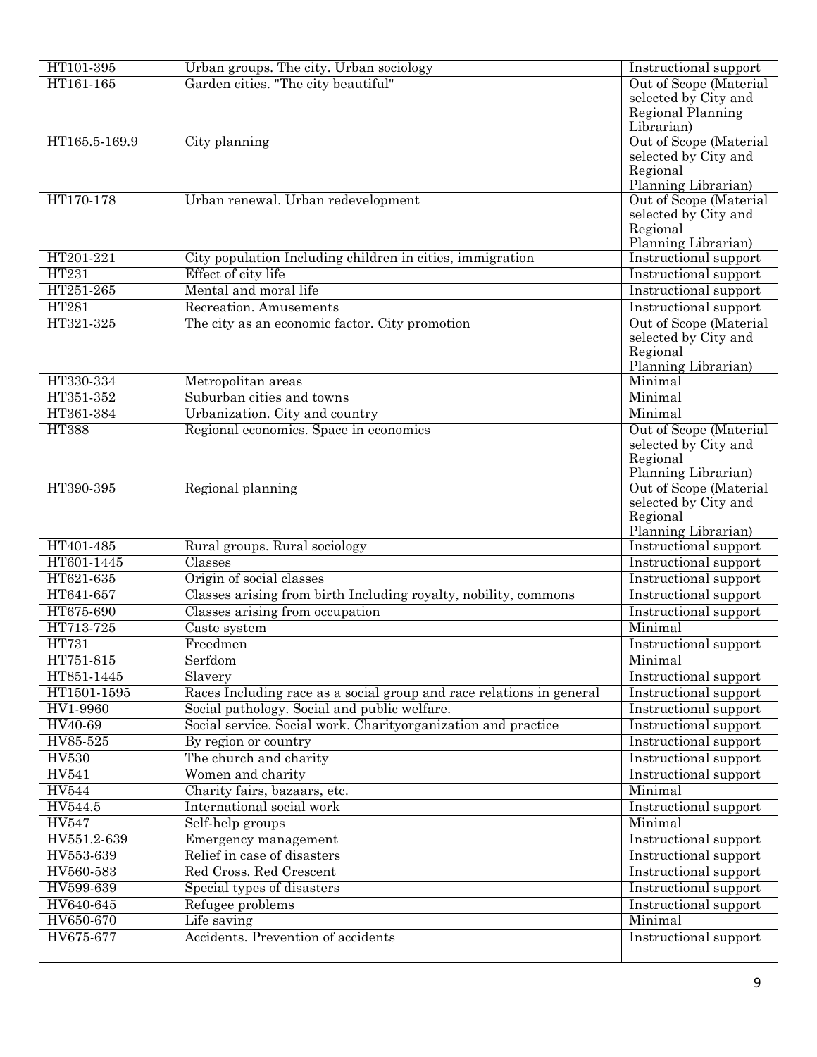| HT101-395 | Urban groups. The city. Urban sociology | Instructional support |
|---|---|---|
| HT161-165 | Garden cities. "The city beautiful" | Out of Scope (Material selected by City and Regional Planning Librarian) |
| HT165.5-169.9 | City planning | Out of Scope (Material selected by City and Regional Planning Librarian) |
| HT170-178 | Urban renewal. Urban redevelopment | Out of Scope (Material selected by City and Regional Planning Librarian) |
| HT201-221 | City population Including children in cities, immigration | Instructional support |
| HT231 | Effect of city life | Instructional support |
| HT251-265 | Mental and moral life | Instructional support |
| HT281 | Recreation. Amusements | Instructional support |
| HT321-325 | The city as an economic factor. City promotion | Out of Scope (Material selected by City and Regional Planning Librarian) |
| HT330-334 | Metropolitan areas | Minimal |
| HT351-352 | Suburban cities and towns | Minimal |
| HT361-384 | Urbanization. City and country | Minimal |
| HT388 | Regional economics. Space in economics | Out of Scope (Material selected by City and Regional Planning Librarian) |
| HT390-395 | Regional planning | Out of Scope (Material selected by City and Regional Planning Librarian) |
| HT401-485 | Rural groups. Rural sociology | Instructional support |
| HT601-1445 | Classes | Instructional support |
| HT621-635 | Origin of social classes | Instructional support |
| HT641-657 | Classes arising from birth Including royalty, nobility, commons | Instructional support |
| HT675-690 | Classes arising from occupation | Instructional support |
| HT713-725 | Caste system | Minimal |
| HT731 | Freedmen | Instructional support |
| HT751-815 | Serfdom | Minimal |
| HT851-1445 | Slavery | Instructional support |
| HT1501-1595 | Races Including race as a social group and race relations in general | Instructional support |
| HV1-9960 | Social pathology. Social and public welfare. | Instructional support |
| HV40-69 | Social service. Social work. Charityorganization and practice | Instructional support |
| HV85-525 | By region or country | Instructional support |
| HV530 | The church and charity | Instructional support |
| HV541 | Women and charity | Instructional support |
| HV544 | Charity fairs, bazaars, etc. | Minimal |
| HV544.5 | International social work | Instructional support |
| HV547 | Self-help groups | Minimal |
| HV551.2-639 | Emergency management | Instructional support |
| HV553-639 | Relief in case of disasters | Instructional support |
| HV560-583 | Red Cross. Red Crescent | Instructional support |
| HV599-639 | Special types of disasters | Instructional support |
| HV640-645 | Refugee problems | Instructional support |
| HV650-670 | Life saving | Minimal |
| HV675-677 | Accidents. Prevention of accidents | Instructional support |
| | | |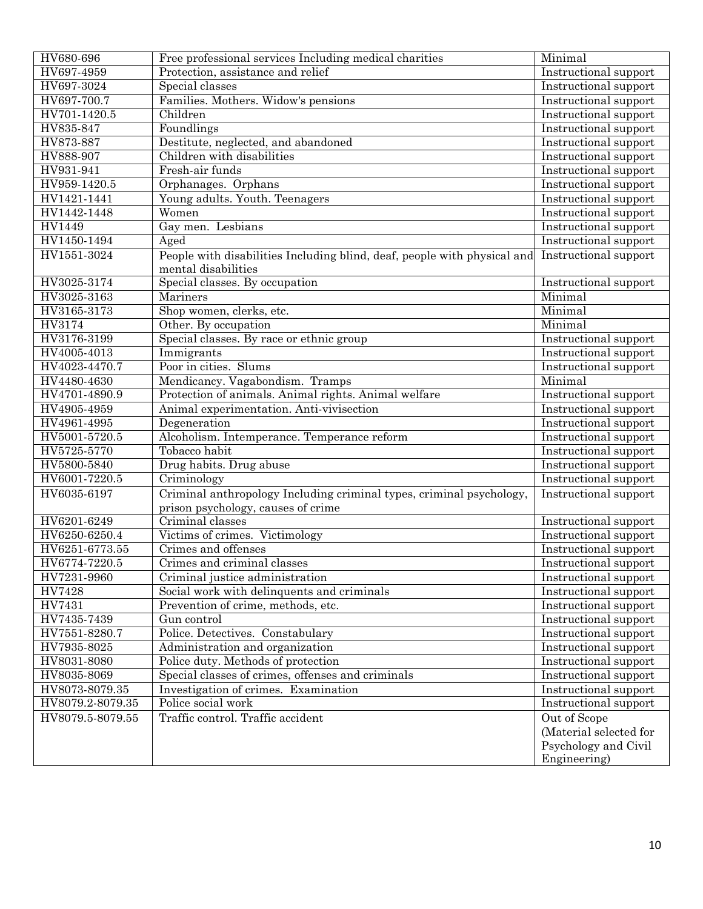| HV680-696 | Free professional services Including medical charities | Minimal |
|---|---|---|
| HV697-4959 | Protection, assistance and relief | Instructional support |
| HV697-3024 | Special classes | Instructional support |
| HV697-700.7 | Families. Mothers. Widow's pensions | Instructional support |
| HV701-1420.5 | Children | Instructional support |
| HV835-847 | Foundlings | Instructional support |
| HV873-887 | Destitute, neglected, and abandoned | Instructional support |
| HV888-907 | Children with disabilities | Instructional support |
| HV931-941 | Fresh-air funds | Instructional support |
| HV959-1420.5 | Orphanages. Orphans | Instructional support |
| HV1421-1441 | Young adults. Youth. Teenagers | Instructional support |
| HV1442-1448 | Women | Instructional support |
| HV1449 | Gay men. Lesbians | Instructional support |
| HV1450-1494 | Aged | Instructional support |
| HV1551-3024 | People with disabilities Including blind, deaf, people with physical and mental disabilities | Instructional support |
| HV3025-3174 | Special classes. By occupation | Instructional support |
| HV3025-3163 | Mariners | Minimal |
| HV3165-3173 | Shop women, clerks, etc. | Minimal |
| HV3174 | Other. By occupation | Minimal |
| HV3176-3199 | Special classes. By race or ethnic group | Instructional support |
| HV4005-4013 | Immigrants | Instructional support |
| HV4023-4470.7 | Poor in cities. Slums | Instructional support |
| HV4480-4630 | Mendicancy. Vagabondism. Tramps | Minimal |
| HV4701-4890.9 | Protection of animals. Animal rights. Animal welfare | Instructional support |
| HV4905-4959 | Animal experimentation. Anti-vivisection | Instructional support |
| HV4961-4995 | Degeneration | Instructional support |
| HV5001-5720.5 | Alcoholism. Intemperance. Temperance reform | Instructional support |
| HV5725-5770 | Tobacco habit | Instructional support |
| HV5800-5840 | Drug habits. Drug abuse | Instructional support |
| HV6001-7220.5 | Criminology | Instructional support |
| HV6035-6197 | Criminal anthropology Including criminal types, criminal psychology, prison psychology, causes of crime | Instructional support |
| HV6201-6249 | Criminal classes | Instructional support |
| HV6250-6250.4 | Victims of crimes. Victimology | Instructional support |
| HV6251-6773.55 | Crimes and offenses | Instructional support |
| HV6774-7220.5 | Crimes and criminal classes | Instructional support |
| HV7231-9960 | Criminal justice administration | Instructional support |
| HV7428 | Social work with delinquents and criminals | Instructional support |
| HV7431 | Prevention of crime, methods, etc. | Instructional support |
| HV7435-7439 | Gun control | Instructional support |
| HV7551-8280.7 | Police. Detectives. Constabulary | Instructional support |
| HV7935-8025 | Administration and organization | Instructional support |
| HV8031-8080 | Police duty. Methods of protection | Instructional support |
| HV8035-8069 | Special classes of crimes, offenses and criminals | Instructional support |
| HV8073-8079.35 | Investigation of crimes. Examination | Instructional support |
| HV8079.2-8079.35 | Police social work | Instructional support |
| HV8079.5-8079.55 | Traffic control. Traffic accident | Out of Scope (Material selected for Psychology and Civil Engineering) |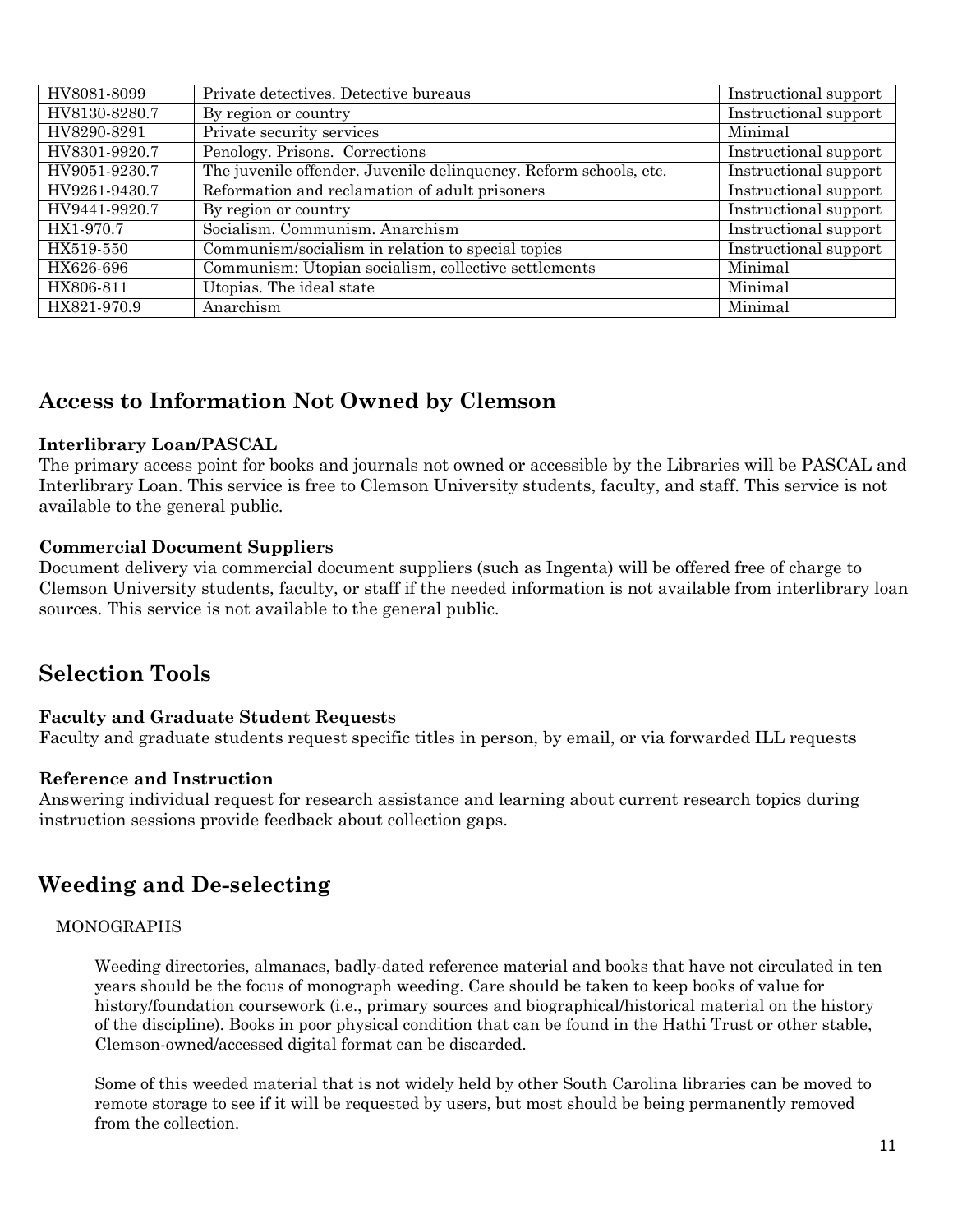| HV8081-8099 | Private detectives. Detective bureaus | Instructional support |
|---|---|---|
| HV8130-8280.7 | By region or country | Instructional support |
| HV8290-8291 | Private security services | Minimal |
| HV8301-9920.7 | Penology. Prisons. Corrections | Instructional support |
| HV9051-9230.7 | The juvenile offender. Juvenile delinquency. Reform schools, etc. | Instructional support |
| HV9261-9430.7 | Reformation and reclamation of adult prisoners | Instructional support |
| HV9441-9920.7 | By region or country | Instructional support |
| HX1-970.7 | Socialism. Communism. Anarchism | Instructional support |
| HX519-550 | Communism/socialism in relation to special topics | Instructional support |
| HX626-696 | Communism: Utopian socialism, collective settlements | Minimal |
| HX806-811 | Utopias. The ideal state | Minimal |
| HX821-970.9 | Anarchism | Minimal |

## Access to Information Not Owned by Clemson

**Interlibrary Loan/PASCAL**

The primary access point for books and journals not owned or accessible by the Libraries will be PASCAL and Interlibrary Loan. This service is free to Clemson University students, faculty, and staff. This service is not available to the general public.

**Commercial Document Suppliers**

Document delivery via commercial document suppliers (such as Ingenta) will be offered free of charge to Clemson University students, faculty, or staff if the needed information is not available from interlibrary loan sources. This service is not available to the general public.

## Selection Tools

**Faculty and Graduate Student Requests**

Faculty and graduate students request specific titles in person, by email, or via forwarded ILL requests

**Reference and Instruction**

Answering individual request for research assistance and learning about current research topics during instruction sessions provide feedback about collection gaps.

## Weeding and De-selecting

MONOGRAPHS

Weeding directories, almanacs, badly-dated reference material and books that have not circulated in ten years should be the focus of monograph weeding. Care should be taken to keep books of value for history/foundation coursework (i.e., primary sources and biographical/historical material on the history of the discipline). Books in poor physical condition that can be found in the Hathi Trust or other stable, Clemson-owned/accessed digital format can be discarded.

Some of this weeded material that is not widely held by other South Carolina libraries can be moved to remote storage to see if it will be requested by users, but most should be being permanently removed from the collection.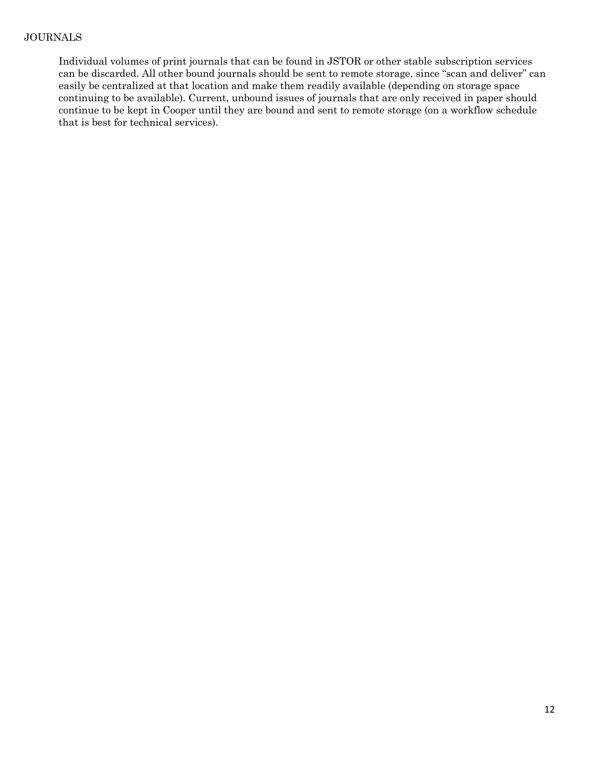## JOURNALS

Individual volumes of print journals that can be found in JSTOR or other stable subscription services can be discarded. All other bound journals should be sent to remote storage, since "scan and deliver" can easily be centralized at that location and make them readily available (depending on storage space continuing to be available). Current, unbound issues of journals that are only received in paper should continue to be kept in Cooper until they are bound and sent to remote storage (on a workflow schedule that is best for technical services).